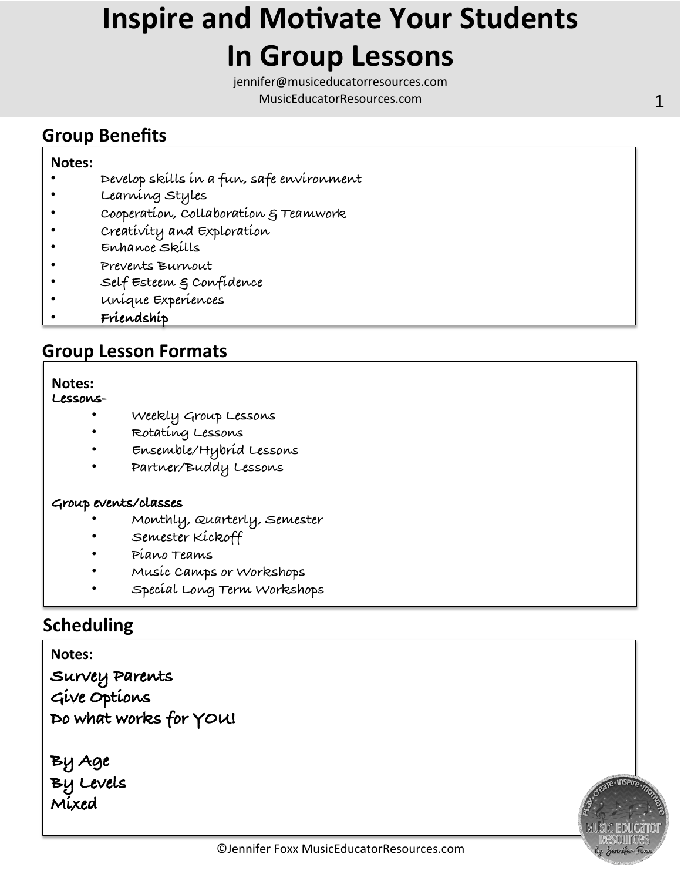# Inspire and Motivate Your Students In Group Lessons

jennifer@musiceducatorresources.com
MusicEducatorResources.com

## Group Benefits

**Notes:**

- Develop skills in a fun, safe environment
- Learning Styles
- Cooperation, Collaboration & Teamwork
- Creativity and Exploration
- Enhance Skills
- Prevents Burnout
- Self Esteem & Confidence
- Unique Experiences
- **Friendship**

## Group Lesson Formats

**Notes:**

**Lessons-**

- Weekly Group Lessons
- Rotating Lessons
- Ensemble/Hybrid Lessons
- Partner/Buddy Lessons

**Group events/classes**

- Monthly, Quarterly, Semester
- Semester Kickoff
- Piano Teams
- Music Camps or Workshops
- Special Long Term Workshops

## Scheduling

**Notes:**

**Survey Parents**
**Give Options**
**Do what works for YOU!**

**By Age**
**By Levels**
**Mixed**

©Jennifer Foxx MusicEducatorResources.com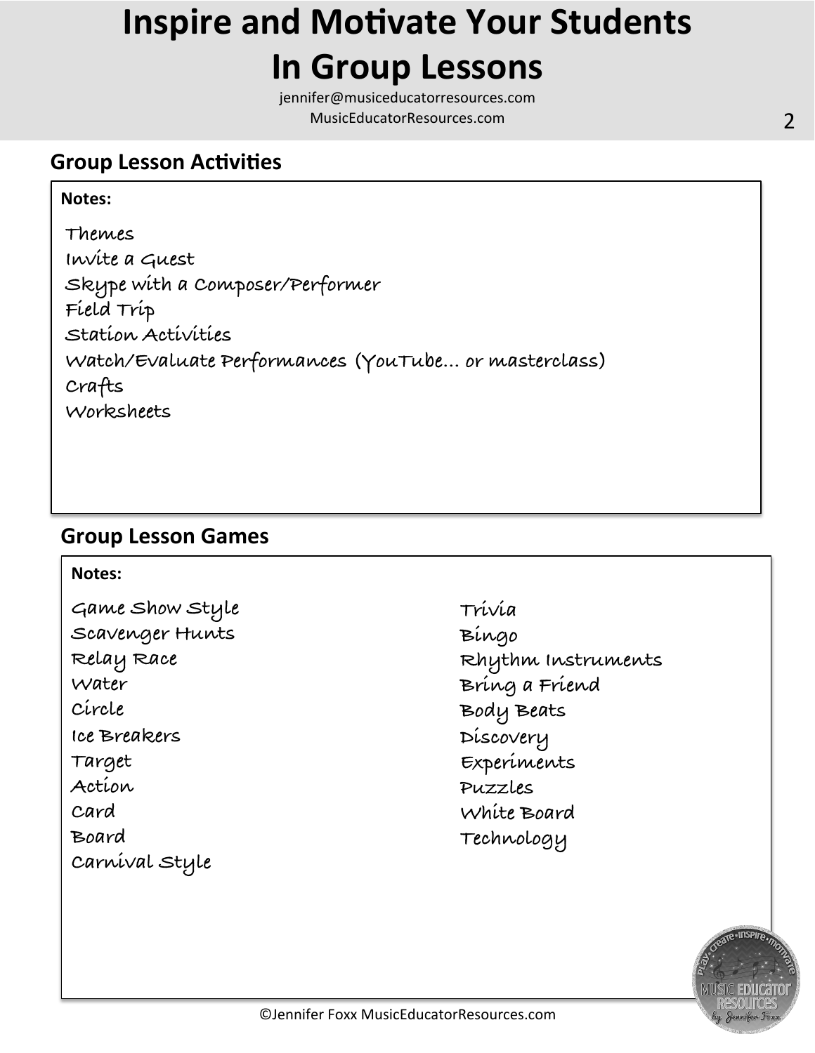# Inspire and Motivate Your Students In Group Lessons

jennifer@musiceducatorresources.com
MusicEducatorResources.com

## Group Lesson Activities

**Notes:**

Themes
Invite a Guest
Skype with a Composer/Performer
Field Trip
Station Activities
Watch/Evaluate Performances (YouTube… or masterclass)
Crafts
Worksheets

## Group Lesson Games

**Notes:**

Game Show Style
Scavenger Hunts
Relay Race
Water
Circle
Ice Breakers
Target
Action
Card
Board
Carnival Style

Trivia
Bingo
Rhythm Instruments
Bring a Friend
Body Beats
Discovery
Experiments
Puzzles
White Board
Technology

©Jennifer Foxx MusicEducatorResources.com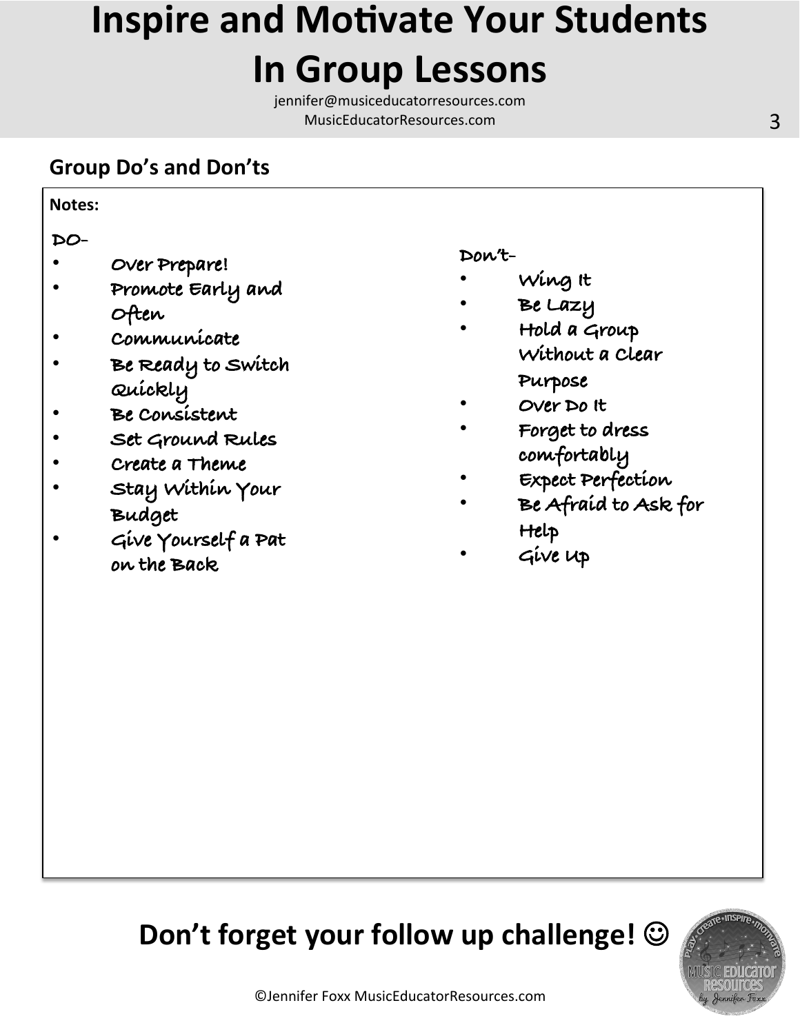# Inspire and Motivate Your Students In Group Lessons

jennifer@musiceducatorresources.com
MusicEducatorResources.com

## Group Do's and Don'ts

**Notes:**

DO-

- Over Prepare!
- Promote Early and Often
- Communicate
- Be Ready to Switch Quickly
- Be Consistent
- Set Ground Rules
- Create a Theme
- Stay Within Your Budget
- Give Yourself a Pat on the Back

Don't-

- Wing It
- Be Lazy
- Hold a Group Without a Clear Purpose
- Over Do It
- Forget to dress comfortably
- Expect Perfection
- Be Afraid to Ask for Help
- Give Up

**Don't forget your follow up challenge! ☺**

©Jennifer Foxx MusicEducatorResources.com